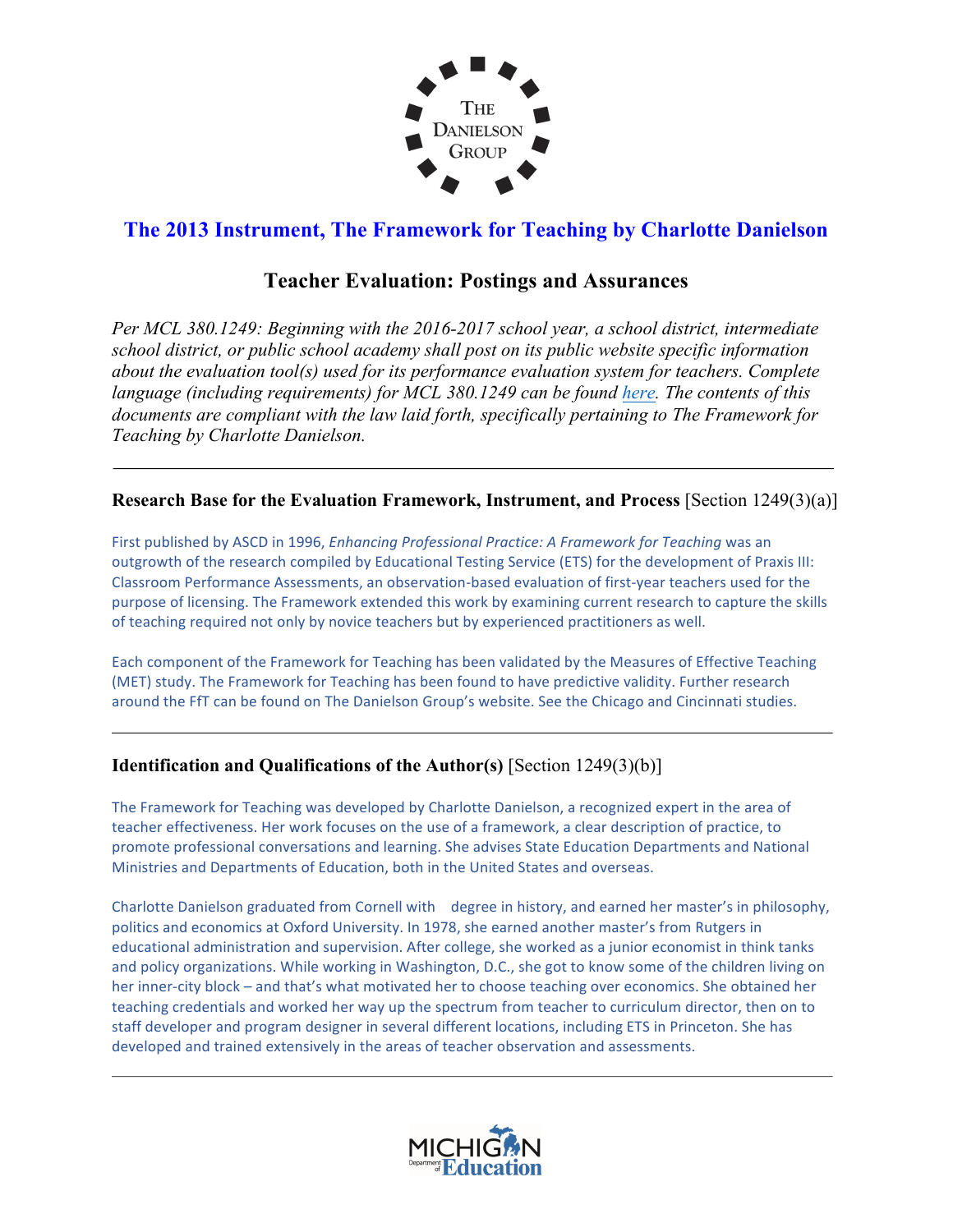# The 2013 Instrument, The Framework for Teaching by Charlotte Danielson

## Teacher Evaluation: Postings and Assurances

*Per MCL 380.1249: Beginning with the 2016-2017 school year, a school district, intermediate school district, or public school academy shall post on its public website specific information about the evaluation tool(s) used for its performance evaluation system for teachers. Complete language (including requirements) for MCL 380.1249 can be found here. The contents of this documents are compliant with the law laid forth, specifically pertaining to The Framework for Teaching by Charlotte Danielson.*

---

**Research Base for the Evaluation Framework, Instrument, and Process** [Section 1249(3)(a)]

First published by ASCD in 1996, *Enhancing Professional Practice: A Framework for Teaching* was an outgrowth of the research compiled by Educational Testing Service (ETS) for the development of Praxis III: Classroom Performance Assessments, an observation-based evaluation of first-year teachers used for the purpose of licensing. The Framework extended this work by examining current research to capture the skills of teaching required not only by novice teachers but by experienced practitioners as well.

Each component of the Framework for Teaching has been validated by the Measures of Effective Teaching (MET) study. The Framework for Teaching has been found to have predictive validity. Further research around the FfT can be found on The Danielson Group's website. See the Chicago and Cincinnati studies.

---

**Identification and Qualifications of the Author(s)** [Section 1249(3)(b)]

The Framework for Teaching was developed by Charlotte Danielson, a recognized expert in the area of teacher effectiveness. Her work focuses on the use of a framework, a clear description of practice, to promote professional conversations and learning. She advises State Education Departments and National Ministries and Departments of Education, both in the United States and overseas.

Charlotte Danielson graduated from Cornell with degree in history, and earned her master's in philosophy, politics and economics at Oxford University. In 1978, she earned another master's from Rutgers in educational administration and supervision. After college, she worked as a junior economist in think tanks and policy organizations. While working in Washington, D.C., she got to know some of the children living on her inner-city block – and that's what motivated her to choose teaching over economics. She obtained her teaching credentials and worked her way up the spectrum from teacher to curriculum director, then on to staff developer and program designer in several different locations, including ETS in Princeton. She has developed and trained extensively in the areas of teacher observation and assessments.

---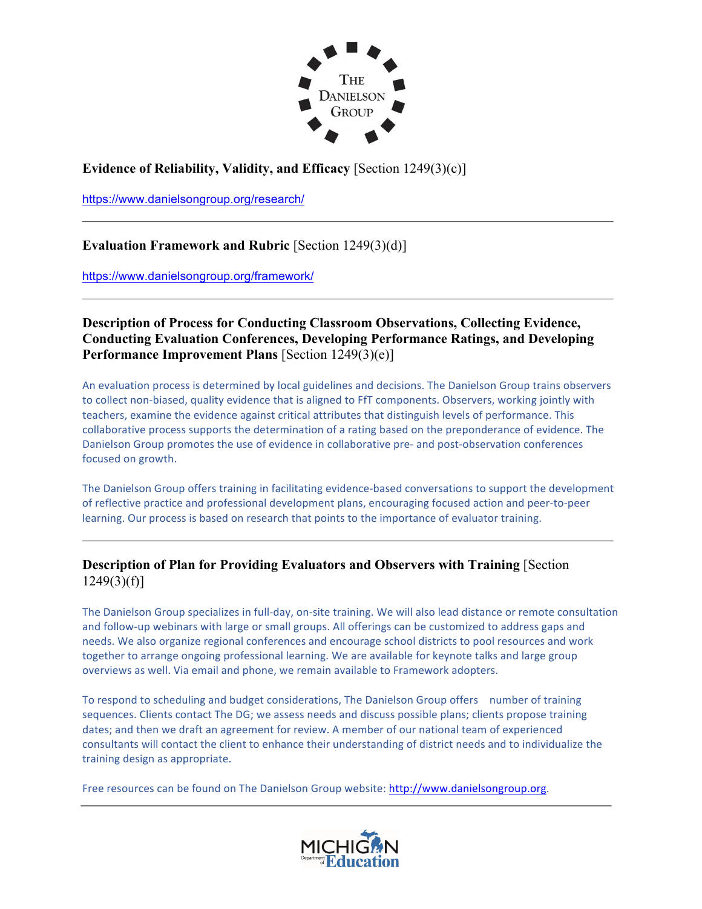**Evidence of Reliability, Validity, and Efficacy** [Section 1249(3)(c)]

https://www.danielsongroup.org/research/

---

**Evaluation Framework and Rubric** [Section 1249(3)(d)]

https://www.danielsongroup.org/framework/

---

**Description of Process for Conducting Classroom Observations, Collecting Evidence, Conducting Evaluation Conferences, Developing Performance Ratings, and Developing Performance Improvement Plans** [Section 1249(3)(e)]

An evaluation process is determined by local guidelines and decisions. The Danielson Group trains observers to collect non-biased, quality evidence that is aligned to FfT components. Observers, working jointly with teachers, examine the evidence against critical attributes that distinguish levels of performance. This collaborative process supports the determination of a rating based on the preponderance of evidence. The Danielson Group promotes the use of evidence in collaborative pre- and post-observation conferences focused on growth.

The Danielson Group offers training in facilitating evidence-based conversations to support the development of reflective practice and professional development plans, encouraging focused action and peer-to-peer learning. Our process is based on research that points to the importance of evaluator training.

---

**Description of Plan for Providing Evaluators and Observers with Training** [Section 1249(3)(f)]

The Danielson Group specializes in full-day, on-site training. We will also lead distance or remote consultation and follow-up webinars with large or small groups. All offerings can be customized to address gaps and needs. We also organize regional conferences and encourage school districts to pool resources and work together to arrange ongoing professional learning. We are available for keynote talks and large group overviews as well. Via email and phone, we remain available to Framework adopters.

To respond to scheduling and budget considerations, The Danielson Group offers number of training sequences. Clients contact The DG; we assess needs and discuss possible plans; clients propose training dates; and then we draft an agreement for review. A member of our national team of experienced consultants will contact the client to enhance their understanding of district needs and to individualize the training design as appropriate.

Free resources can be found on The Danielson Group website: http://www.danielsongroup.org.

---